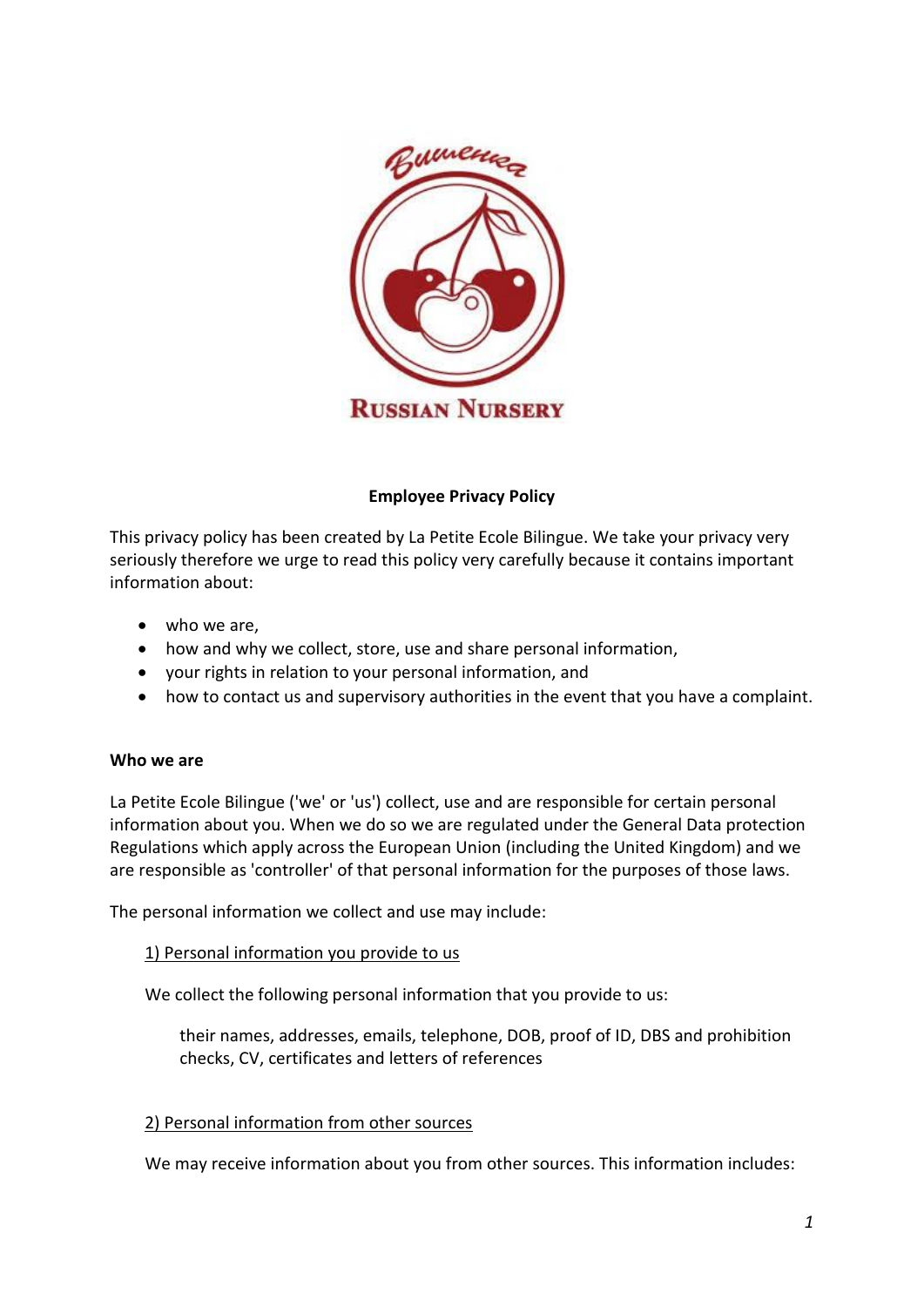# Employee Privacy Policy

This privacy policy has been created by La Petite Ecole Bilingue. We take your privacy very seriously therefore we urge to read this policy very carefully because it contains important information about:

- who we are,
- how and why we collect, store, use and share personal information,
- your rights in relation to your personal information, and
- how to contact us and supervisory authorities in the event that you have a complaint.

**Who we are**

La Petite Ecole Bilingue ('we' or 'us') collect, use and are responsible for certain personal information about you. When we do so we are regulated under the General Data protection Regulations which apply across the European Union (including the United Kingdom) and we are responsible as 'controller' of that personal information for the purposes of those laws.

The personal information we collect and use may include:

1) Personal information you provide to us

We collect the following personal information that you provide to us:

their names, addresses, emails, telephone, DOB, proof of ID, DBS and prohibition checks, CV, certificates and letters of references

2) Personal information from other sources

We may receive information about you from other sources. This information includes: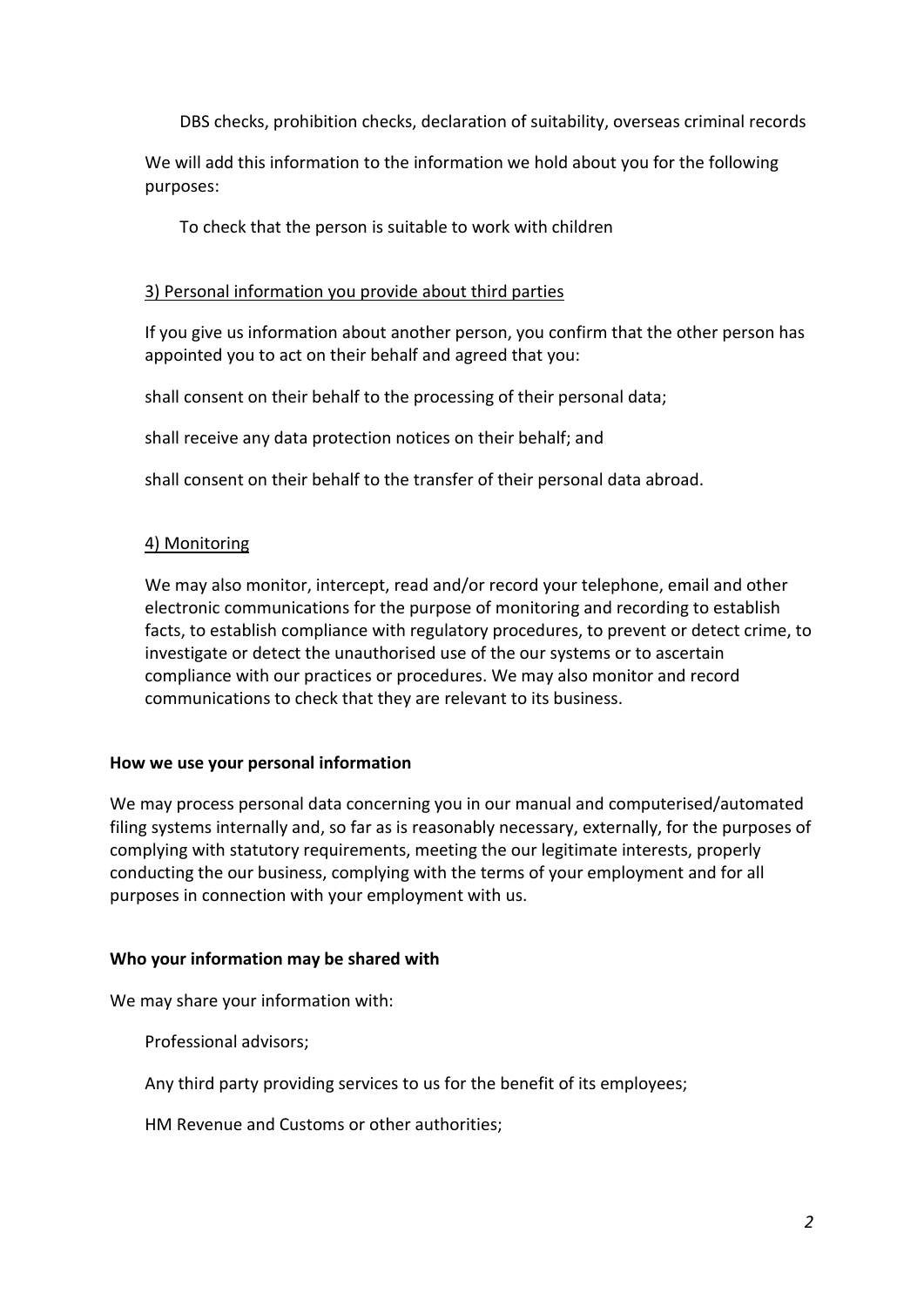DBS checks, prohibition checks, declaration of suitability, overseas criminal records

We will add this information to the information we hold about you for the following purposes:

To check that the person is suitable to work with children

3) Personal information you provide about third parties

If you give us information about another person, you confirm that the other person has appointed you to act on their behalf and agreed that you:

shall consent on their behalf to the processing of their personal data;

shall receive any data protection notices on their behalf; and

shall consent on their behalf to the transfer of their personal data abroad.

4) Monitoring

We may also monitor, intercept, read and/or record your telephone, email and other electronic communications for the purpose of monitoring and recording to establish facts, to establish compliance with regulatory procedures, to prevent or detect crime, to investigate or detect the unauthorised use of the our systems or to ascertain compliance with our practices or procedures. We may also monitor and record communications to check that they are relevant to its business.

**How we use your personal information**

We may process personal data concerning you in our manual and computerised/automated filing systems internally and, so far as is reasonably necessary, externally, for the purposes of complying with statutory requirements, meeting the our legitimate interests, properly conducting the our business, complying with the terms of your employment and for all purposes in connection with your employment with us.

**Who your information may be shared with**

We may share your information with:

Professional advisors;

Any third party providing services to us for the benefit of its employees;

HM Revenue and Customs or other authorities;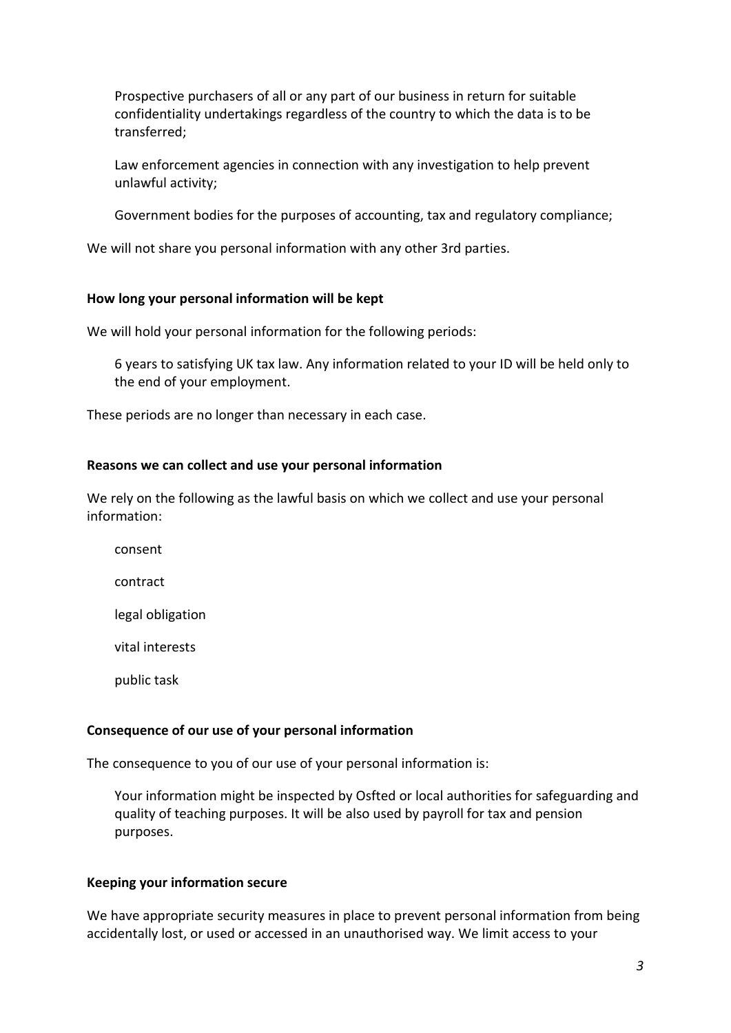Prospective purchasers of all or any part of our business in return for suitable confidentiality undertakings regardless of the country to which the data is to be transferred;

Law enforcement agencies in connection with any investigation to help prevent unlawful activity;

Government bodies for the purposes of accounting, tax and regulatory compliance;

We will not share you personal information with any other 3rd parties.

**How long your personal information will be kept**

We will hold your personal information for the following periods:

6 years to satisfying UK tax law. Any information related to your ID will be held only to the end of your employment.

These periods are no longer than necessary in each case.

**Reasons we can collect and use your personal information**

We rely on the following as the lawful basis on which we collect and use your personal information:

consent

contract

legal obligation

vital interests

public task

**Consequence of our use of your personal information**

The consequence to you of our use of your personal information is:

Your information might be inspected by Osfted or local authorities for safeguarding and quality of teaching purposes. It will be also used by payroll for tax and pension purposes.

**Keeping your information secure**

We have appropriate security measures in place to prevent personal information from being accidentally lost, or used or accessed in an unauthorised way. We limit access to your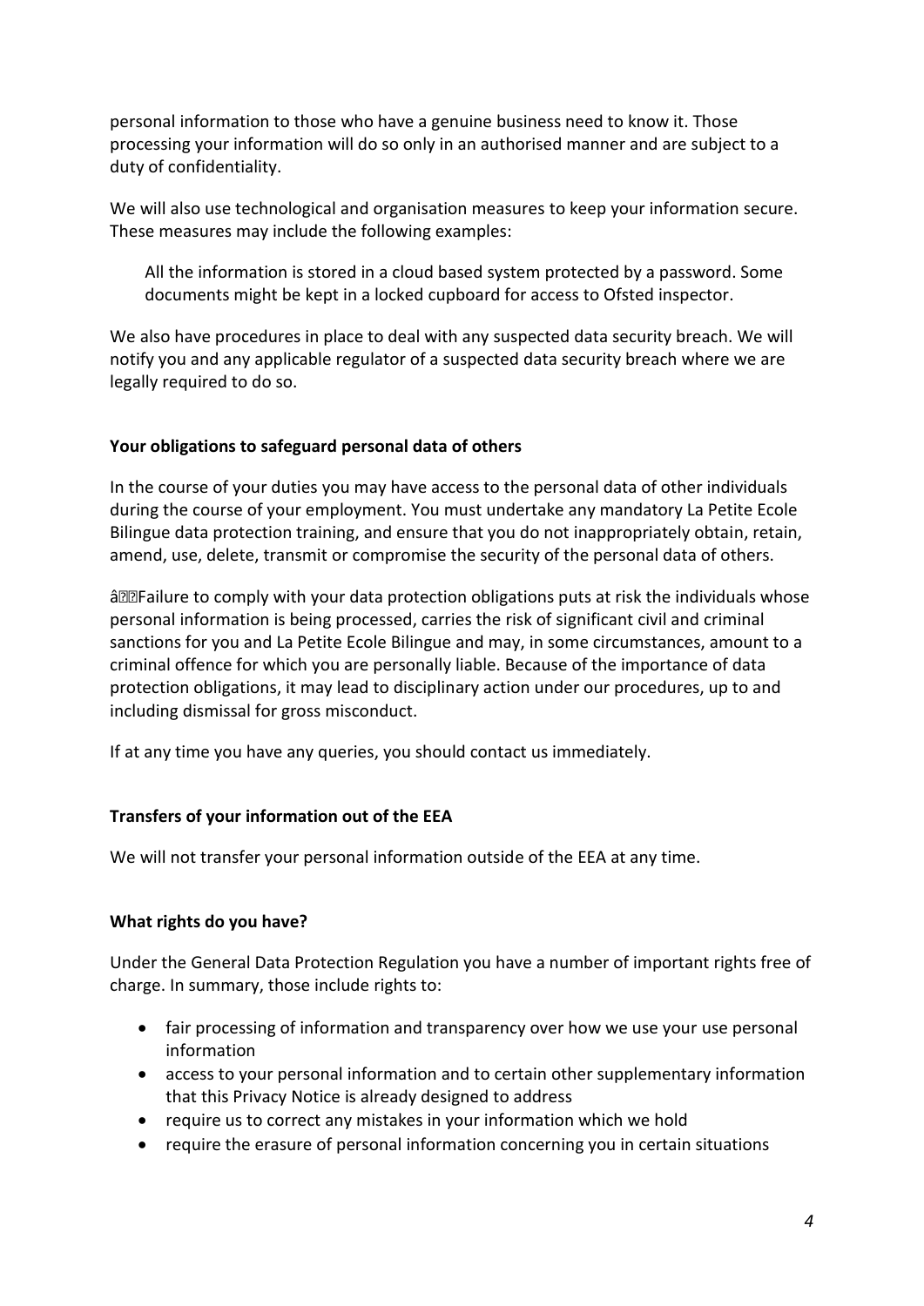personal information to those who have a genuine business need to know it. Those processing your information will do so only in an authorised manner and are subject to a duty of confidentiality.

We will also use technological and organisation measures to keep your information secure. These measures may include the following examples:

> All the information is stored in a cloud based system protected by a password. Some documents might be kept in a locked cupboard for access to Ofsted inspector.

We also have procedures in place to deal with any suspected data security breach. We will notify you and any applicable regulator of a suspected data security breach where we are legally required to do so.

**Your obligations to safeguard personal data of others**

In the course of your duties you may have access to the personal data of other individuals during the course of your employment. You must undertake any mandatory La Petite Ecole Bilingue data protection training, and ensure that you do not inappropriately obtain, retain, amend, use, delete, transmit or compromise the security of the personal data of others.

â Failure to comply with your data protection obligations puts at risk the individuals whose personal information is being processed, carries the risk of significant civil and criminal sanctions for you and La Petite Ecole Bilingue and may, in some circumstances, amount to a criminal offence for which you are personally liable. Because of the importance of data protection obligations, it may lead to disciplinary action under our procedures, up to and including dismissal for gross misconduct.

If at any time you have any queries, you should contact us immediately.

**Transfers of your information out of the EEA**

We will not transfer your personal information outside of the EEA at any time.

**What rights do you have?**

Under the General Data Protection Regulation you have a number of important rights free of charge. In summary, those include rights to:

- fair processing of information and transparency over how we use your use personal information
- access to your personal information and to certain other supplementary information that this Privacy Notice is already designed to address
- require us to correct any mistakes in your information which we hold
- require the erasure of personal information concerning you in certain situations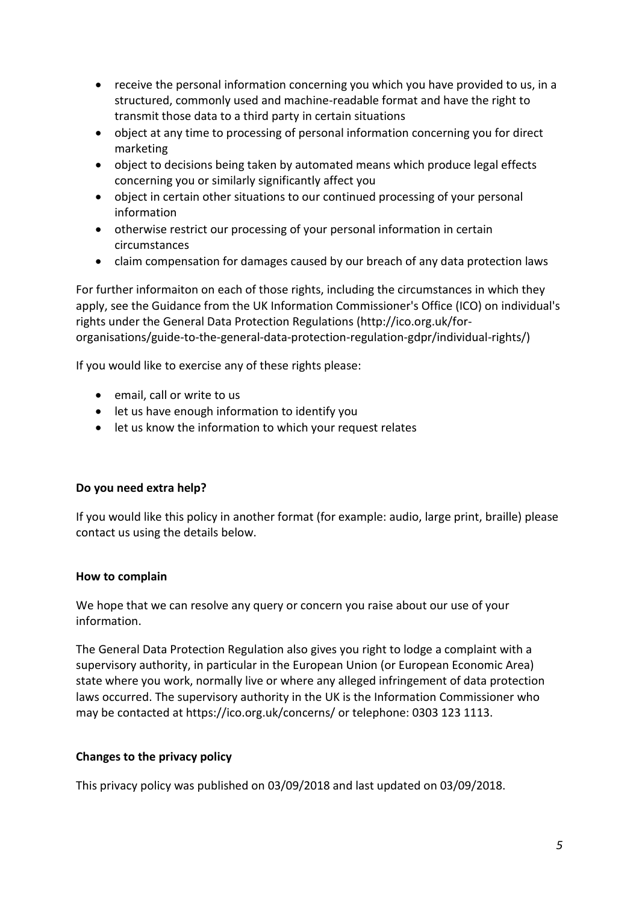- receive the personal information concerning you which you have provided to us, in a structured, commonly used and machine-readable format and have the right to transmit those data to a third party in certain situations
- object at any time to processing of personal information concerning you for direct marketing
- object to decisions being taken by automated means which produce legal effects concerning you or similarly significantly affect you
- object in certain other situations to our continued processing of your personal information
- otherwise restrict our processing of your personal information in certain circumstances
- claim compensation for damages caused by our breach of any data protection laws

For further informaiton on each of those rights, including the circumstances in which they apply, see the Guidance from the UK Information Commissioner's Office (ICO) on individual's rights under the General Data Protection Regulations (http://ico.org.uk/for-organisations/guide-to-the-general-data-protection-regulation-gdpr/individual-rights/)

If you would like to exercise any of these rights please:

- email, call or write to us
- let us have enough information to identify you
- let us know the information to which your request relates

**Do you need extra help?**

If you would like this policy in another format (for example: audio, large print, braille) please contact us using the details below.

**How to complain**

We hope that we can resolve any query or concern you raise about our use of your information.

The General Data Protection Regulation also gives you right to lodge a complaint with a supervisory authority, in particular in the European Union (or European Economic Area) state where you work, normally live or where any alleged infringement of data protection laws occurred. The supervisory authority in the UK is the Information Commissioner who may be contacted at https://ico.org.uk/concerns/ or telephone: 0303 123 1113.

**Changes to the privacy policy**

This privacy policy was published on 03/09/2018 and last updated on 03/09/2018.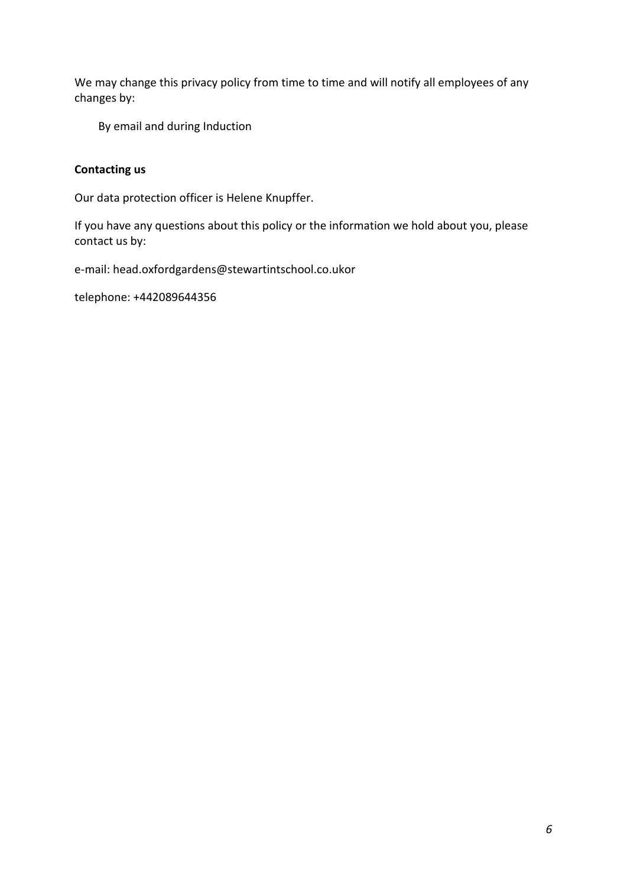We may change this privacy policy from time to time and will notify all employees of any changes by:

By email and during Induction

**Contacting us**

Our data protection officer is Helene Knupffer.

If you have any questions about this policy or the information we hold about you, please contact us by:

e-mail: head.oxfordgardens@stewartintschool.co.ukor

telephone: +442089644356